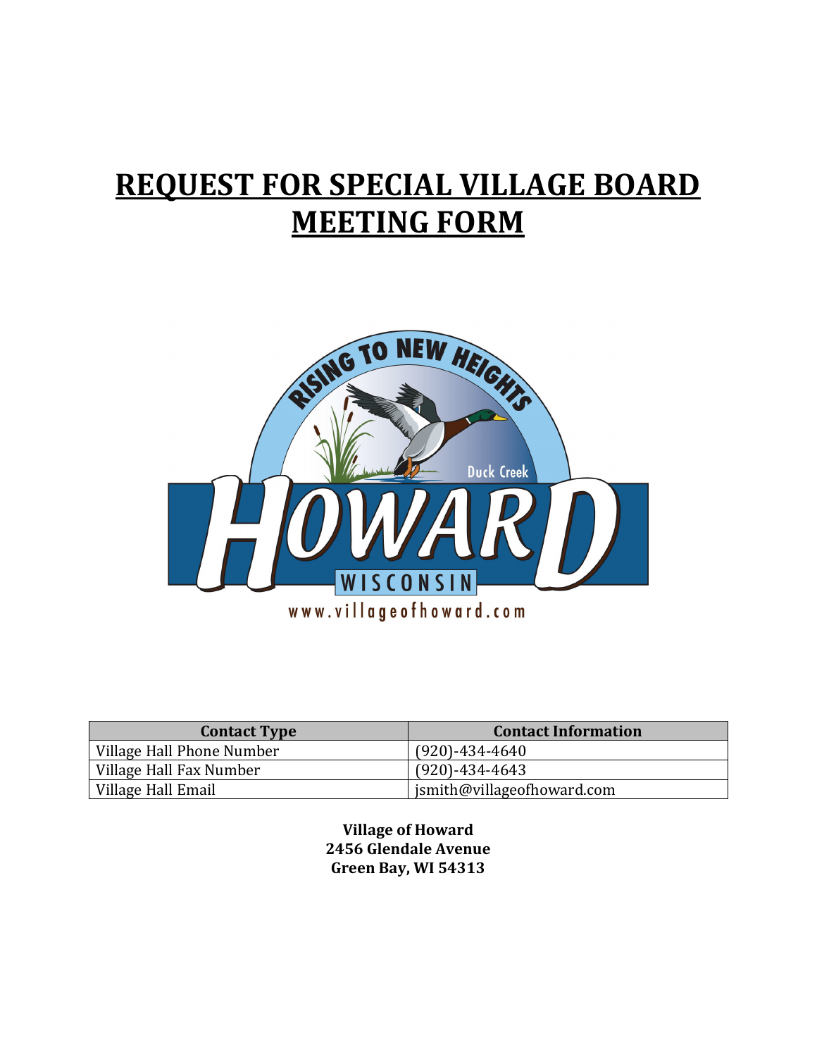# REQUEST FOR SPECIAL VILLAGE BOARD MEETING FORM

| Contact Type | Contact Information |
|---|---|
| Village Hall Phone Number | (920)-434-4640 |
| Village Hall Fax Number | (920)-434-4643 |
| Village Hall Email | jsmith@villageofhoward.com |

**Village of Howard**
**2456 Glendale Avenue**
**Green Bay, WI 54313**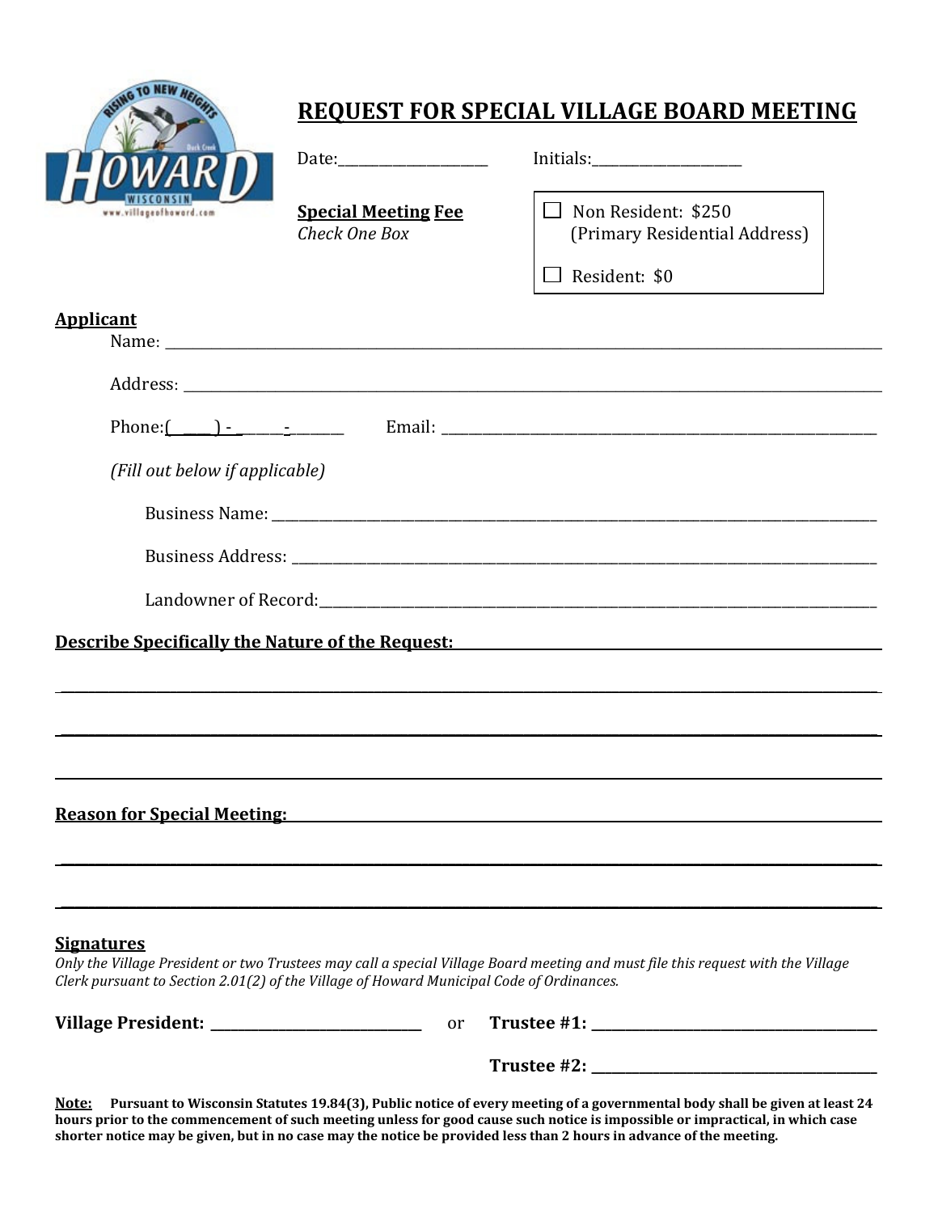# REQUEST FOR SPECIAL VILLAGE BOARD MEETING

Date:____________________ Initials:____________________

**Special Meeting Fee**
*Check One Box*

☐ Non Resident: $250
(Primary Residential Address)

☐ Resident: $0

## Applicant

Name: ____________________________________________________________

Address: ____________________________________________________________

Phone:( ____ ) - _______-_______ Email: ____________________________________________

*(Fill out below if applicable)*

Business Name: ____________________________________________________________

Business Address: ____________________________________________________________

Landowner of Record:____________________________________________________________

**Describe Specifically the Nature of the Request:** ________________________________________

____________________________________________________________________________

____________________________________________________________________________

____________________________________________________________________________

**Reason for Special Meeting:** ____________________________________________________

____________________________________________________________________________

____________________________________________________________________________

## Signatures

*Only the Village President or two Trustees may call a special Village Board meeting and must file this request with the Village Clerk pursuant to Section 2.01(2) of the Village of Howard Municipal Code of Ordinances.*

**Village President:** ____________________________ or **Trustee #1:** ____________________________

**Trustee #2:** ____________________________

**Note:** **Pursuant to Wisconsin Statutes 19.84(3), Public notice of every meeting of a governmental body shall be given at least 24 hours prior to the commencement of such meeting unless for good cause such notice is impossible or impractical, in which case shorter notice may be given, but in no case may the notice be provided less than 2 hours in advance of the meeting.**